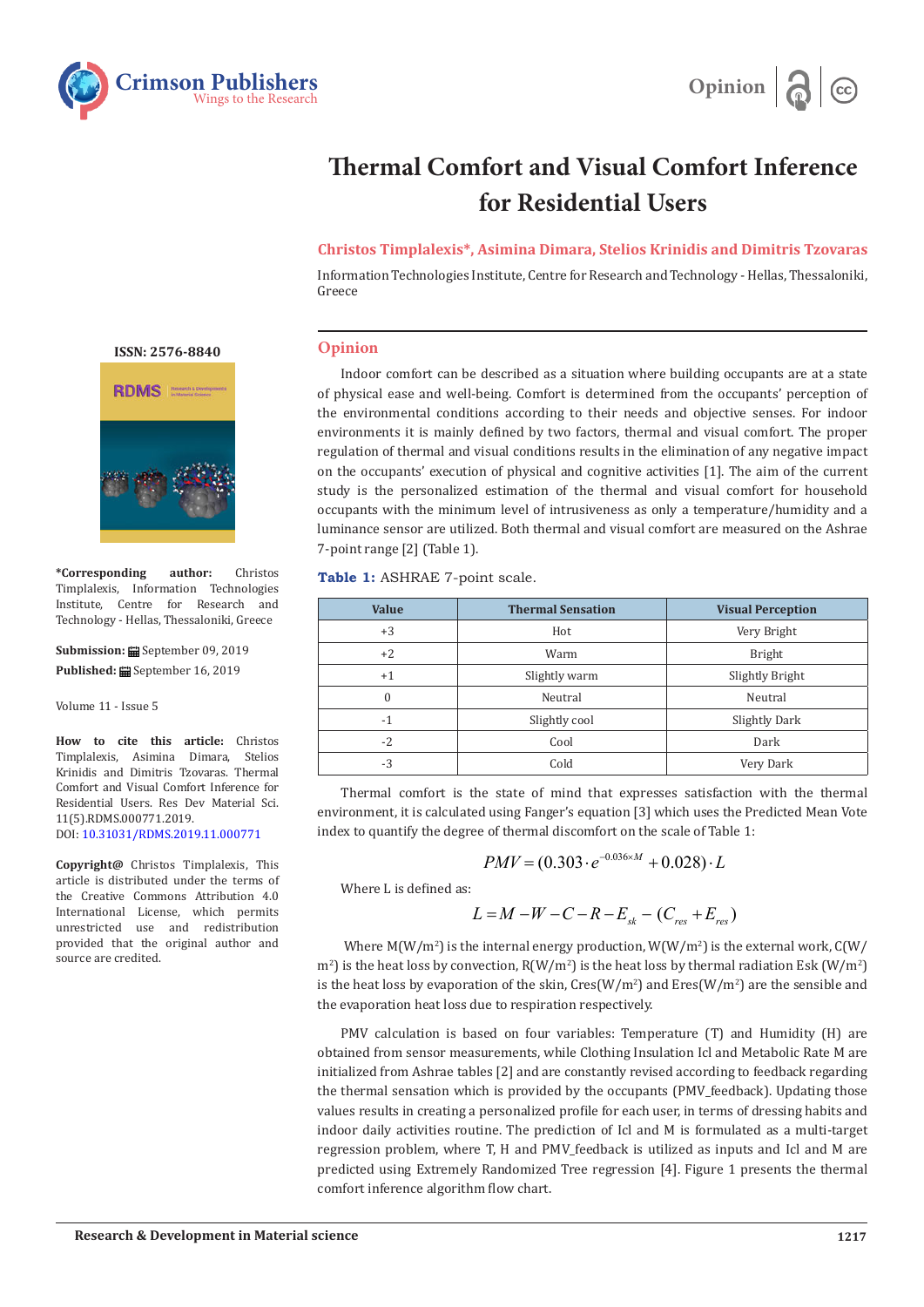Opinion

# Thermal Comfort and Visual Comfort Inference for Residential Users

**Christos Timplalexis*, Asimina Dimara, Stelios Krinidis and Dimitris Tzovaras**

Information Technologies Institute, Centre for Research and Technology - Hellas, Thessaloniki, Greece

**ISSN: 2576-8840**

**\*Corresponding author:** Christos Timplalexis, Information Technologies Institute, Centre for Research and Technology - Hellas, Thessaloniki, Greece

**Submission:** September 09, 2019

**Published:** September 16, 2019

Volume 11 - Issue 5

**How to cite this article:** Christos Timplalexis, Asimina Dimara, Stelios Krinidis and Dimitris Tzovaras. Thermal Comfort and Visual Comfort Inference for Residential Users. Res Dev Material Sci. 11(5).RDMS.000771.2019. DOI: 10.31031/RDMS.2019.11.000771

**Copyright@** Christos Timplalexis, This article is distributed under the terms of the Creative Commons Attribution 4.0 International License, which permits unrestricted use and redistribution provided that the original author and source are credited.

## Opinion

Indoor comfort can be described as a situation where building occupants are at a state of physical ease and well-being. Comfort is determined from the occupants' perception of the environmental conditions according to their needs and objective senses. For indoor environments it is mainly defined by two factors, thermal and visual comfort. The proper regulation of thermal and visual conditions results in the elimination of any negative impact on the occupants' execution of physical and cognitive activities [1]. The aim of the current study is the personalized estimation of the thermal and visual comfort for household occupants with the minimum level of intrusiveness as only a temperature/humidity and a luminance sensor are utilized. Both thermal and visual comfort are measured on the Ashrae 7-point range [2] (Table 1).

**Table 1:** ASHRAE 7-point scale.

| Value | Thermal Sensation | Visual Perception |
|---|---|---|
| +3 | Hot | Very Bright |
| +2 | Warm | Bright |
| +1 | Slightly warm | Slightly Bright |
| 0 | Neutral | Neutral |
| -1 | Slightly cool | Slightly Dark |
| -2 | Cool | Dark |
| -3 | Cold | Very Dark |

Thermal comfort is the state of mind that expresses satisfaction with the thermal environment, it is calculated using Fanger's equation [3] which uses the Predicted Mean Vote index to quantify the degree of thermal discomfort on the scale of Table 1:

$$PMV = (0.303 \cdot e^{-0.036 \times M} + 0.028) \cdot L$$

Where L is defined as:

$$L = M - W - C - R - E_{sk} - (C_{res} + E_{res})$$

Where M($W/m^2$) is the internal energy production, W($W/m^2$) is the external work, C($W/m^2$) is the heat loss by convection, R($W/m^2$) is the heat loss by thermal radiation Esk ($W/m^2$) is the heat loss by evaporation of the skin, Cres($W/m^2$) and Eres($W/m^2$) are the sensible and the evaporation heat loss due to respiration respectively.

PMV calculation is based on four variables: Temperature (T) and Humidity (H) are obtained from sensor measurements, while Clothing Insulation Icl and Metabolic Rate M are initialized from Ashrae tables [2] and are constantly revised according to feedback regarding the thermal sensation which is provided by the occupants (PMV_feedback). Updating those values results in creating a personalized profile for each user, in terms of dressing habits and indoor daily activities routine. The prediction of Icl and M is formulated as a multi-target regression problem, where T, H and PMV_feedback is utilized as inputs and Icl and M are predicted using Extremely Randomized Tree regression [4]. Figure 1 presents the thermal comfort inference algorithm flow chart.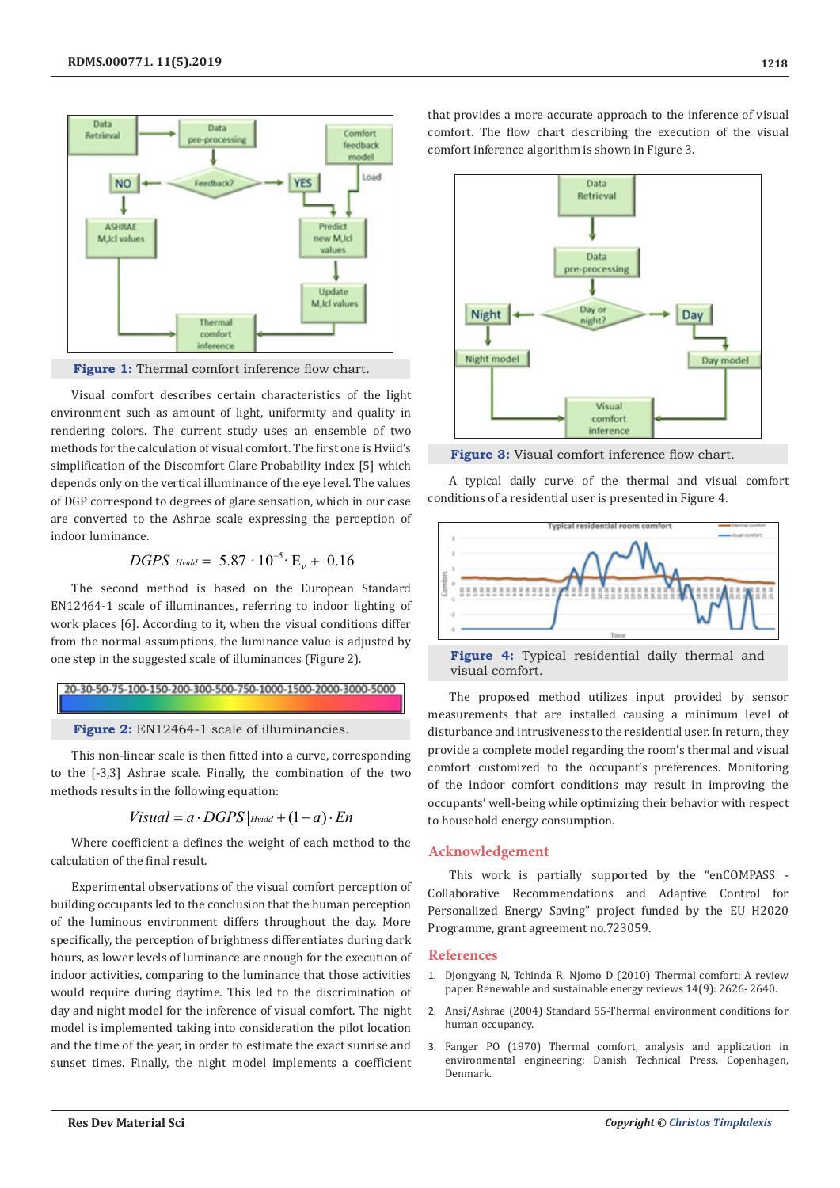**Figure 1:** Thermal comfort inference flow chart.

Visual comfort describes certain characteristics of the light environment such as amount of light, uniformity and quality in rendering colors. The current study uses an ensemble of two methods for the calculation of visual comfort. The first one is Hviid's simplification of the Discomfort Glare Probability index [5] which depends only on the vertical illuminance of the eye level. The values of DGP correspond to degrees of glare sensation, which in our case are converted to the Ashrae scale expressing the perception of indoor luminance.

$$DGPS|_{Hvidd} = 5.87 \cdot 10^{-5} \cdot E_v + 0.16$$

The second method is based on the European Standard EN12464-1 scale of illuminances, referring to indoor lighting of work places [6]. According to it, when the visual conditions differ from the normal assumptions, the luminance value is adjusted by one step in the suggested scale of illuminances (Figure 2).

20-30-50-75-100-150-200-300-500-750-1000-1500-2000-3000-5000

**Figure 2:** EN12464-1 scale of illuminancies.

This non-linear scale is then fitted into a curve, corresponding to the [-3,3] Ashrae scale. Finally, the combination of the two methods results in the following equation:

$$Visual = a \cdot DGPS|_{Hvidd} + (1-a) \cdot En$$

Where coefficient a defines the weight of each method to the calculation of the final result.

Experimental observations of the visual comfort perception of building occupants led to the conclusion that the human perception of the luminous environment differs throughout the day. More specifically, the perception of brightness differentiates during dark hours, as lower levels of luminance are enough for the execution of indoor activities, comparing to the luminance that those activities would require during daytime. This led to the discrimination of day and night model for the inference of visual comfort. The night model is implemented taking into consideration the pilot location and the time of the year, in order to estimate the exact sunrise and sunset times. Finally, the night model implements a coefficient that provides a more accurate approach to the inference of visual comfort. The flow chart describing the execution of the visual comfort inference algorithm is shown in Figure 3.

**Figure 3:** Visual comfort inference flow chart.

A typical daily curve of the thermal and visual comfort conditions of a residential user is presented in Figure 4.

**Figure 4:** Typical residential daily thermal and visual comfort.

The proposed method utilizes input provided by sensor measurements that are installed causing a minimum level of disturbance and intrusiveness to the residential user. In return, they provide a complete model regarding the room's thermal and visual comfort customized to the occupant's preferences. Monitoring of the indoor comfort conditions may result in improving the occupants' well-being while optimizing their behavior with respect to household energy consumption.

## Acknowledgement

This work is partially supported by the "enCOMPASS - Collaborative Recommendations and Adaptive Control for Personalized Energy Saving" project funded by the EU H2020 Programme, grant agreement no.723059.

## References

1. Djongyang N, Tchinda R, Njomo D (2010) Thermal comfort: A review paper. Renewable and sustainable energy reviews 14(9): 2626- 2640.
2. Ansi/Ashrae (2004) Standard 55-Thermal environment conditions for human occupancy.
3. Fanger PO (1970) Thermal comfort, analysis and application in environmental engineering: Danish Technical Press, Copenhagen, Denmark.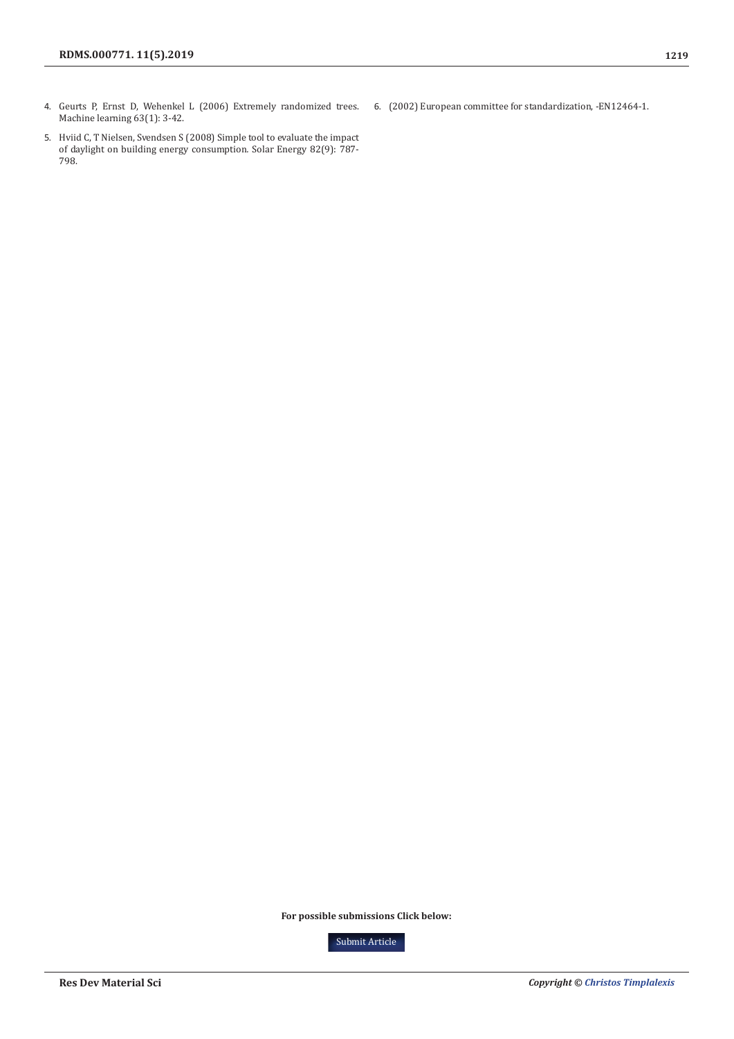4. Geurts P, Ernst D, Wehenkel L (2006) Extremely randomized trees. Machine learning 63(1): 3-42.
5. Hviid C, T Nielsen, Svendsen S (2008) Simple tool to evaluate the impact of daylight on building energy consumption. Solar Energy 82(9): 787-798.
6. (2002) European committee for standardization, -EN12464-1.

**For possible submissions Click below:**

Submit Article